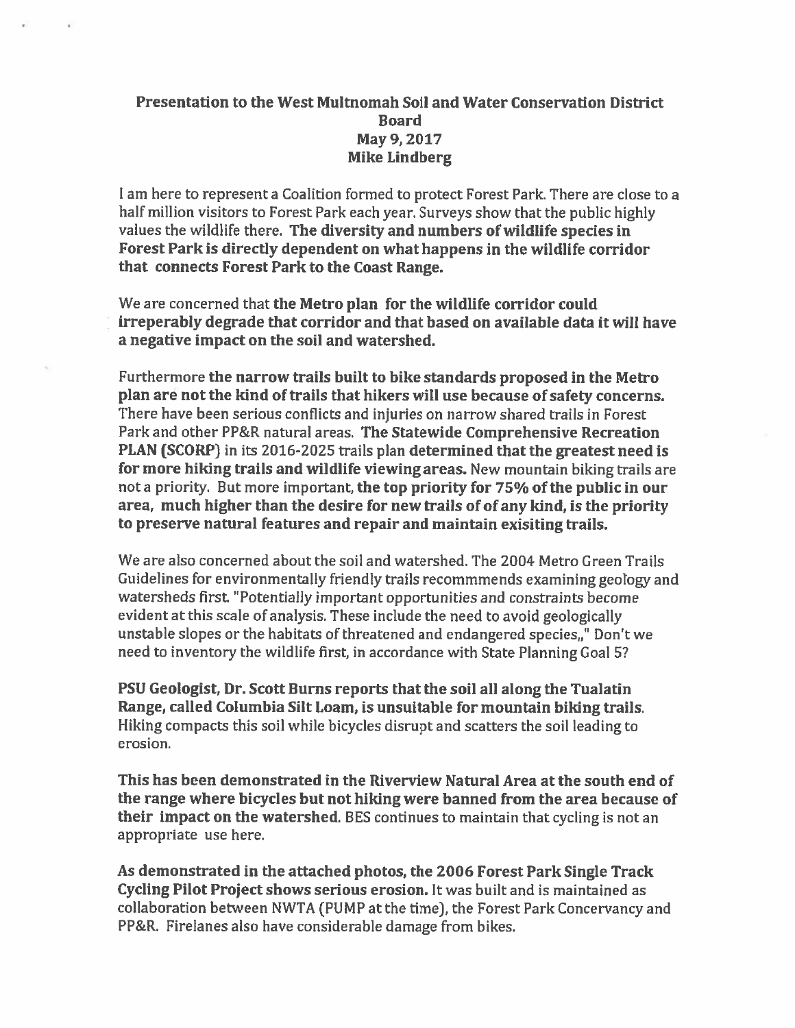**Presentation to the West Multnomah Soil and Water Conservation District Board**
**May 9, 2017**
**Mike Lindberg**

I am here to represent a Coalition formed to protect Forest Park. There are close to a half million visitors to Forest Park each year. Surveys show that the public highly values the wildlife there. **The diversity and numbers of wildlife species in Forest Park is directly dependent on what happens in the wildlife corridor that connects Forest Park to the Coast Range.**

We are concerned that **the Metro plan for the wildlife corridor could irreperably degrade that corridor and that based on available data it will have a negative impact on the soil and watershed.**

Furthermore **the narrow trails built to bike standards proposed in the Metro plan are not the kind of trails that hikers will use because of safety concerns.** There have been serious conflicts and injuries on narrow shared trails in Forest Park and other PP&R natural areas. **The Statewide Comprehensive Recreation PLAN (SCORP)** in its 2016-2025 trails plan **determined that the greatest need is for more hiking trails and wildlife viewing areas.** New mountain biking trails are not a priority. But more important, **the top priority for 75% of the public in our area, much higher than the desire for new trails of of any kind, is the priority to preserve natural features and repair and maintain exisiting trails.**

We are also concerned about the soil and watershed. The 2004 Metro Green Trails Guidelines for environmentally friendly trails recommmends examining geology and watersheds first. "Potentially important opportunities and constraints become evident at this scale of analysis. These include the need to avoid geologically unstable slopes or the habitats of threatened and endangered species,," Don't we need to inventory the wildlife first, in accordance with State Planning Goal 5?

**PSU Geologist, Dr. Scott Burns reports that the soil all along the Tualatin Range, called Columbia Silt Loam, is unsuitable for mountain biking trails.** Hiking compacts this soil while bicycles disrupt and scatters the soil leading to erosion.

**This has been demonstrated in the Riverview Natural Area at the south end of the range where bicycles but not hiking were banned from the area because of their impact on the watershed.** BES continues to maintain that cycling is not an appropriate use here.

**As demonstrated in the attached photos, the 2006 Forest Park Single Track Cycling Pilot Project shows serious erosion.** It was built and is maintained as collaboration between NWTA (PUMP at the time), the Forest Park Concervancy and PP&R. Firelanes also have considerable damage from bikes.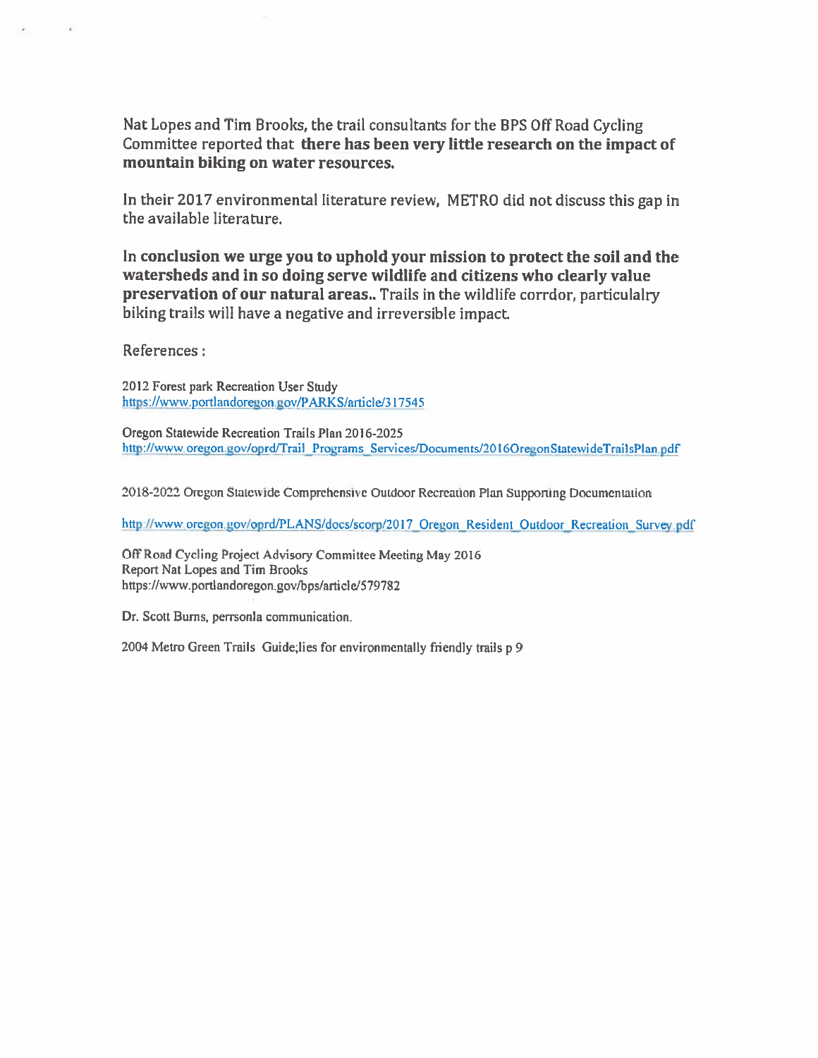Nat Lopes and Tim Brooks, the trail consultants for the BPS Off Road Cycling Committee reported that **there has been very little research on the impact of mountain biking on water resources.**

In their 2017 environmental literature review, METRO did not discuss this gap in the available literature.

**In conclusion we urge you to uphold your mission to protect the soil and the watersheds and in so doing serve wildlife and citizens who clearly value preservation of our natural areas..** Trails in the wildlife corrdor, particulalry biking trails will have a negative and irreversible impact.

References :

2012 Forest park Recreation User Study
https://www.portlandoregon.gov/PARKS/article/317545

Oregon Statewide Recreation Trails Plan 2016-2025
http://www.oregon.gov/oprd/Trail_Programs_Services/Documents/2016OregonStatewideTrailsPlan.pdf

2018-2022 Oregon Statewide Comprehensive Outdoor Recreation Plan Supporting Documentation

http://www.oregon.gov/oprd/PLANS/docs/scorp/2017_Oregon_Resident_Outdoor_Recreation_Survey.pdf

Off Road Cycling Project Advisory Committee Meeting May 2016
Report Nat Lopes and Tim Brooks
https://www.portlandoregon.gov/bps/article/579782

Dr. Scott Burns, perrsonla communication.

2004 Metro Green Trails Guide;lies for environmentally friendly trails p 9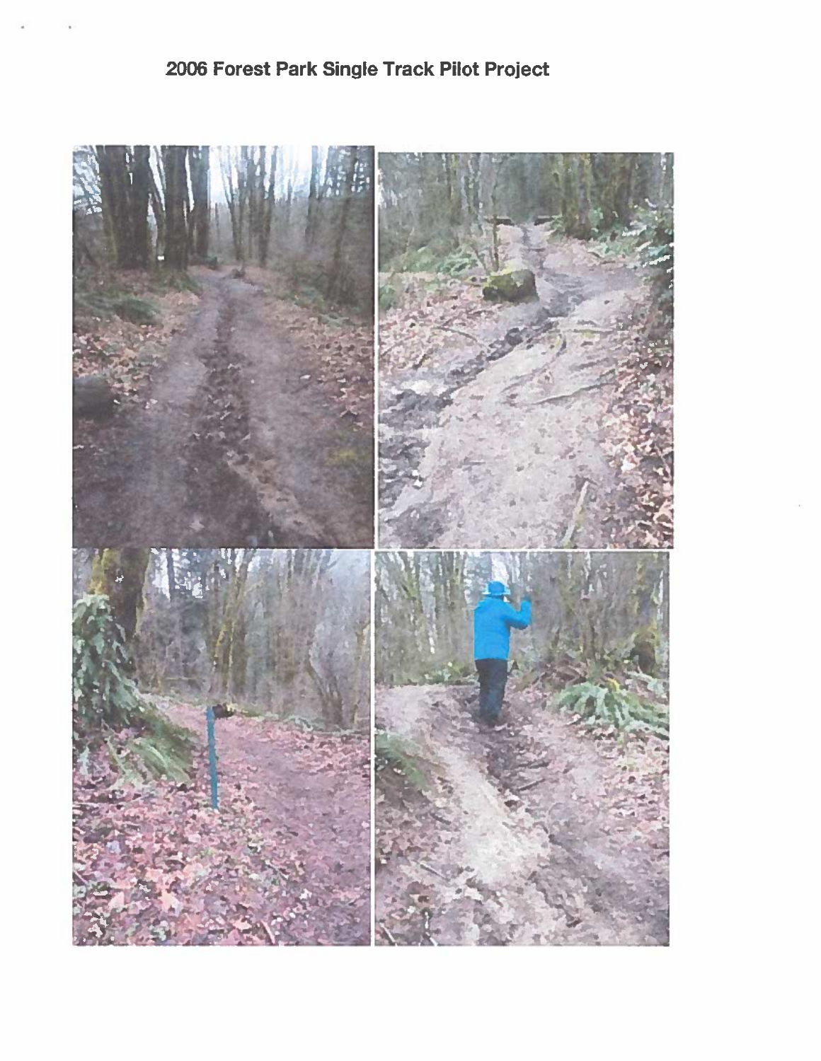# 2006 Forest Park Single Track Pilot Project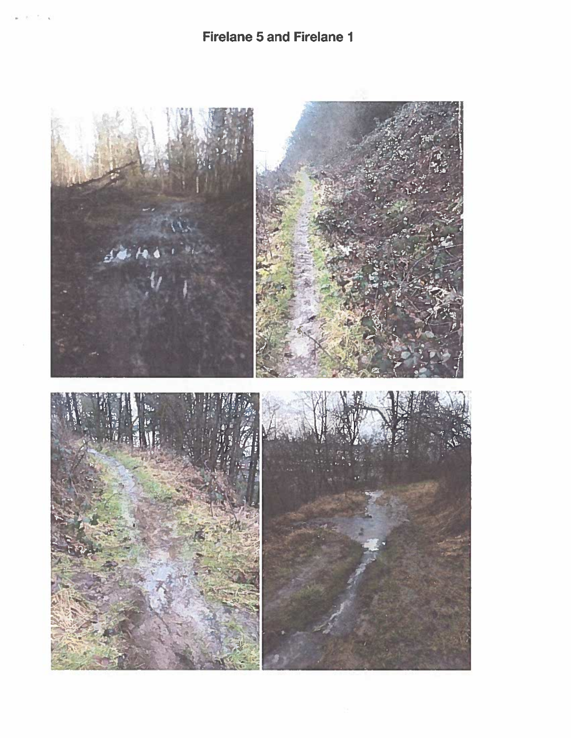# Firelane 5 and Firelane 1